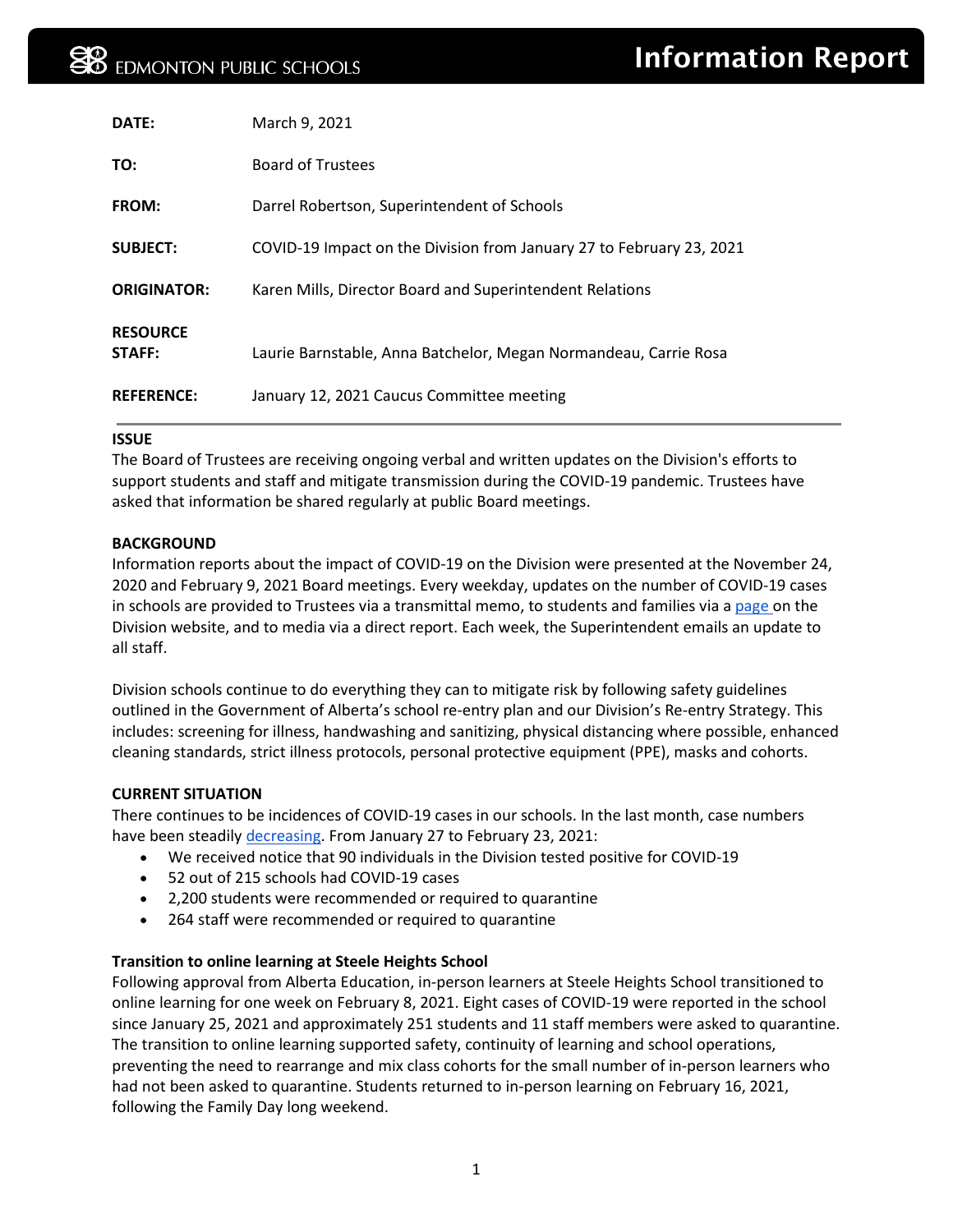EDMONTON PUBLIC SCHOOLS

# Information Report

| | |
|---|---|
| **DATE:** | March 9, 2021 |
| **TO:** | Board of Trustees |
| **FROM:** | Darrel Robertson, Superintendent of Schools |
| **SUBJECT:** | COVID-19 Impact on the Division from January 27 to February 23, 2021 |
| **ORIGINATOR:** | Karen Mills, Director Board and Superintendent Relations |
| **RESOURCE STAFF:** | Laurie Barnstable, Anna Batchelor, Megan Normandeau, Carrie Rosa |
| **REFERENCE:** | January 12, 2021 Caucus Committee meeting |

## ISSUE

The Board of Trustees are receiving ongoing verbal and written updates on the Division's efforts to support students and staff and mitigate transmission during the COVID-19 pandemic. Trustees have asked that information be shared regularly at public Board meetings.

## BACKGROUND

Information reports about the impact of COVID-19 on the Division were presented at the November 24, 2020 and February 9, 2021 Board meetings. Every weekday, updates on the number of COVID-19 cases in schools are provided to Trustees via a transmittal memo, to students and families via a page on the Division website, and to media via a direct report. Each week, the Superintendent emails an update to all staff.

Division schools continue to do everything they can to mitigate risk by following safety guidelines outlined in the Government of Alberta's school re-entry plan and our Division's Re-entry Strategy. This includes: screening for illness, handwashing and sanitizing, physical distancing where possible, enhanced cleaning standards, strict illness protocols, personal protective equipment (PPE), masks and cohorts.

## CURRENT SITUATION

There continues to be incidences of COVID-19 cases in our schools. In the last month, case numbers have been steadily decreasing. From January 27 to February 23, 2021:

- We received notice that 90 individuals in the Division tested positive for COVID-19
- 52 out of 215 schools had COVID-19 cases
- 2,200 students were recommended or required to quarantine
- 264 staff were recommended or required to quarantine

### Transition to online learning at Steele Heights School

Following approval from Alberta Education, in-person learners at Steele Heights School transitioned to online learning for one week on February 8, 2021. Eight cases of COVID-19 were reported in the school since January 25, 2021 and approximately 251 students and 11 staff members were asked to quarantine. The transition to online learning supported safety, continuity of learning and school operations, preventing the need to rearrange and mix class cohorts for the small number of in-person learners who had not been asked to quarantine. Students returned to in-person learning on February 16, 2021, following the Family Day long weekend.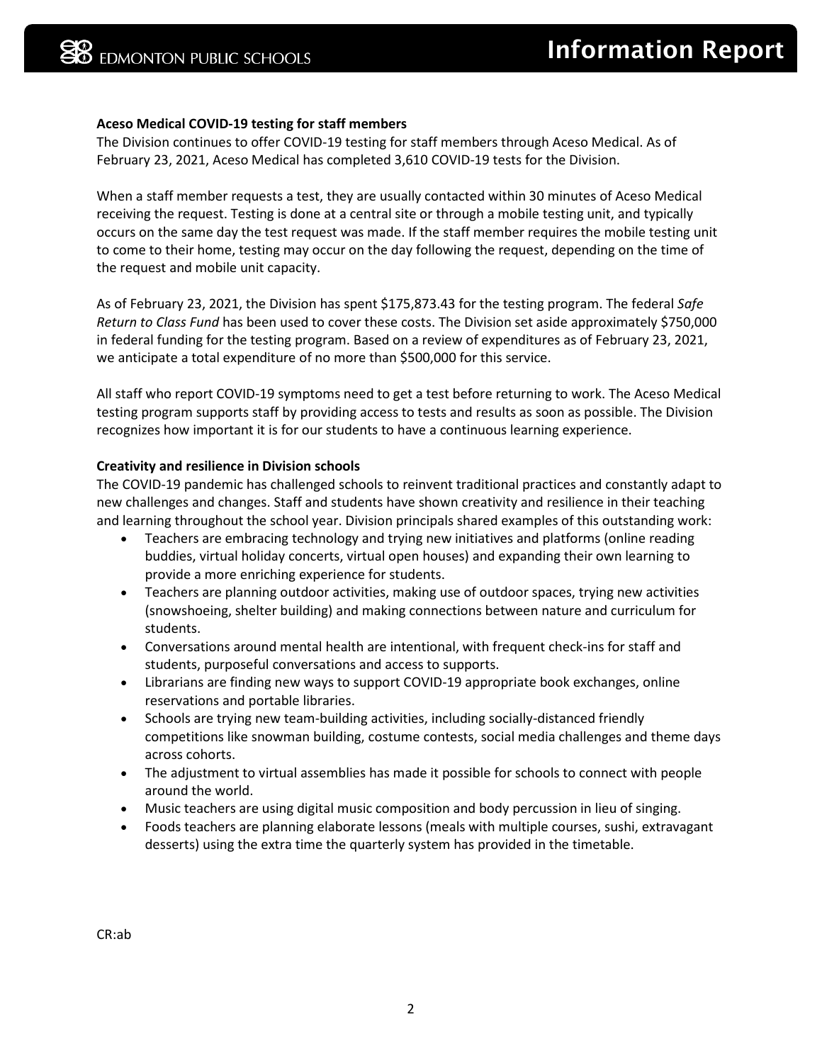**Aceso Medical COVID-19 testing for staff members**

The Division continues to offer COVID-19 testing for staff members through Aceso Medical. As of February 23, 2021, Aceso Medical has completed 3,610 COVID-19 tests for the Division.

When a staff member requests a test, they are usually contacted within 30 minutes of Aceso Medical receiving the request. Testing is done at a central site or through a mobile testing unit, and typically occurs on the same day the test request was made. If the staff member requires the mobile testing unit to come to their home, testing may occur on the day following the request, depending on the time of the request and mobile unit capacity.

As of February 23, 2021, the Division has spent $175,873.43 for the testing program. The federal *Safe Return to Class Fund* has been used to cover these costs. The Division set aside approximately $750,000 in federal funding for the testing program. Based on a review of expenditures as of February 23, 2021, we anticipate a total expenditure of no more than $500,000 for this service.

All staff who report COVID-19 symptoms need to get a test before returning to work. The Aceso Medical testing program supports staff by providing access to tests and results as soon as possible. The Division recognizes how important it is for our students to have a continuous learning experience.

**Creativity and resilience in Division schools**

The COVID-19 pandemic has challenged schools to reinvent traditional practices and constantly adapt to new challenges and changes. Staff and students have shown creativity and resilience in their teaching and learning throughout the school year. Division principals shared examples of this outstanding work:

- Teachers are embracing technology and trying new initiatives and platforms (online reading buddies, virtual holiday concerts, virtual open houses) and expanding their own learning to provide a more enriching experience for students.
- Teachers are planning outdoor activities, making use of outdoor spaces, trying new activities (snowshoeing, shelter building) and making connections between nature and curriculum for students.
- Conversations around mental health are intentional, with frequent check-ins for staff and students, purposeful conversations and access to supports.
- Librarians are finding new ways to support COVID-19 appropriate book exchanges, online reservations and portable libraries.
- Schools are trying new team-building activities, including socially-distanced friendly competitions like snowman building, costume contests, social media challenges and theme days across cohorts.
- The adjustment to virtual assemblies has made it possible for schools to connect with people around the world.
- Music teachers are using digital music composition and body percussion in lieu of singing.
- Foods teachers are planning elaborate lessons (meals with multiple courses, sushi, extravagant desserts) using the extra time the quarterly system has provided in the timetable.

CR:ab